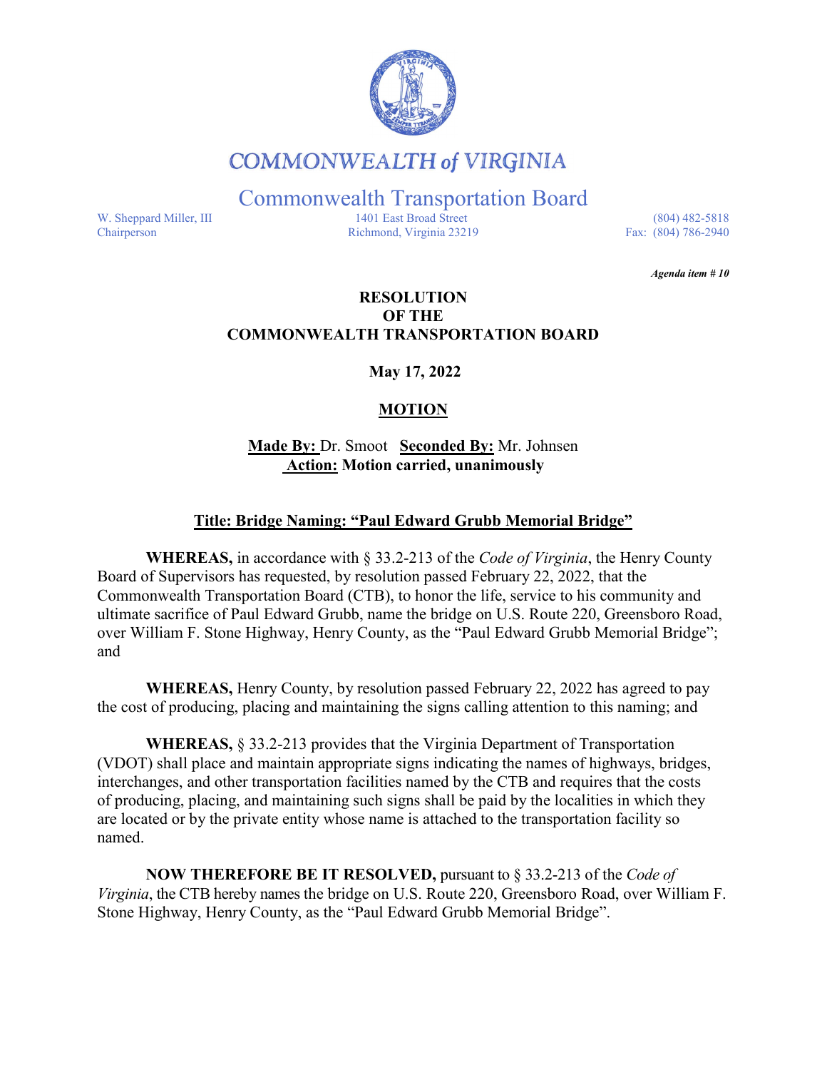# COMMONWEALTH of VIRGINIA

## Commonwealth Transportation Board

W. Sheppard Miller, III
Chairperson

1401 East Broad Street
Richmond, Virginia 23219

(804) 482-5818
Fax: (804) 786-2940

***Agenda item # 10***

**RESOLUTION**
**OF THE**
**COMMONWEALTH TRANSPORTATION BOARD**

**May 17, 2022**

**MOTION**

**Made By:** Dr. Smoot **Seconded By:** Mr. Johnsen
**Action: Motion carried, unanimously**

**Title: Bridge Naming: "Paul Edward Grubb Memorial Bridge"**

**WHEREAS,** in accordance with § 33.2-213 of the *Code of Virginia*, the Henry County Board of Supervisors has requested, by resolution passed February 22, 2022, that the Commonwealth Transportation Board (CTB), to honor the life, service to his community and ultimate sacrifice of Paul Edward Grubb, name the bridge on U.S. Route 220, Greensboro Road, over William F. Stone Highway, Henry County, as the "Paul Edward Grubb Memorial Bridge"; and

**WHEREAS,** Henry County, by resolution passed February 22, 2022 has agreed to pay the cost of producing, placing and maintaining the signs calling attention to this naming; and

**WHEREAS,** § 33.2-213 provides that the Virginia Department of Transportation (VDOT) shall place and maintain appropriate signs indicating the names of highways, bridges, interchanges, and other transportation facilities named by the CTB and requires that the costs of producing, placing, and maintaining such signs shall be paid by the localities in which they are located or by the private entity whose name is attached to the transportation facility so named.

**NOW THEREFORE BE IT RESOLVED,** pursuant to § 33.2-213 of the *Code of Virginia*, the CTB hereby names the bridge on U.S. Route 220, Greensboro Road, over William F. Stone Highway, Henry County, as the "Paul Edward Grubb Memorial Bridge".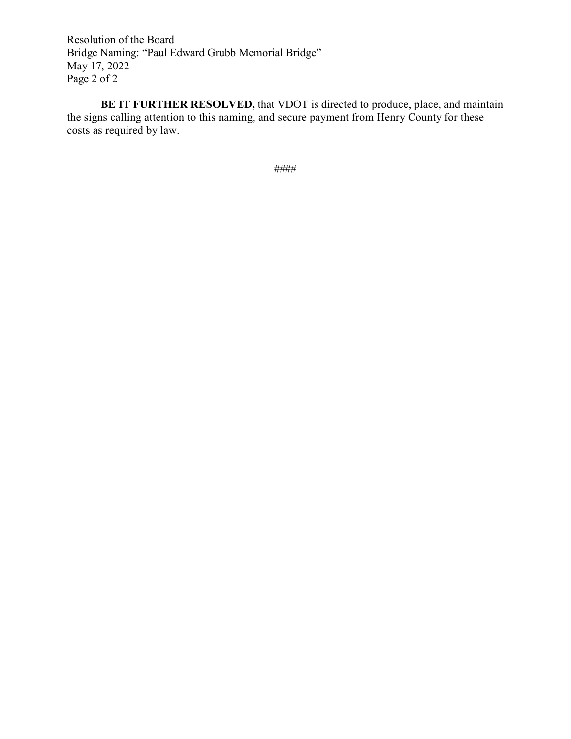**BE IT FURTHER RESOLVED,** that VDOT is directed to produce, place, and maintain the signs calling attention to this naming, and secure payment from Henry County for these costs as required by law.

####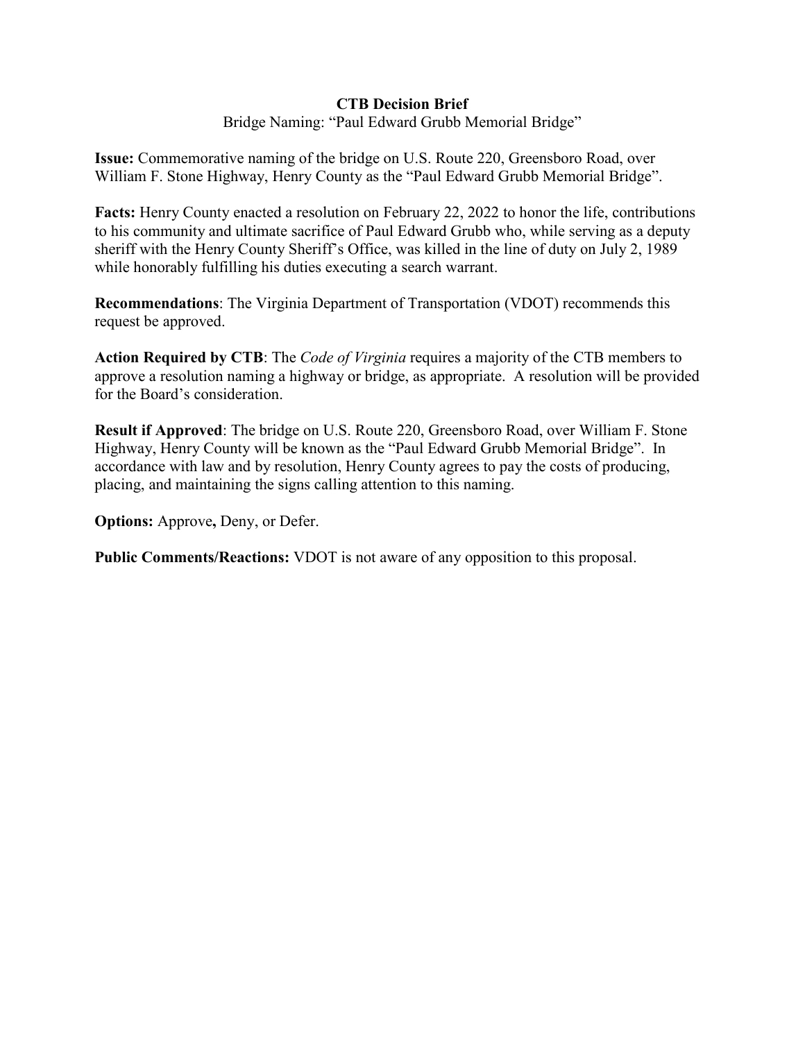**CTB Decision Brief**

Bridge Naming: “Paul Edward Grubb Memorial Bridge”

**Issue:** Commemorative naming of the bridge on U.S. Route 220, Greensboro Road, over William F. Stone Highway, Henry County as the “Paul Edward Grubb Memorial Bridge”.

**Facts:** Henry County enacted a resolution on February 22, 2022 to honor the life, contributions to his community and ultimate sacrifice of Paul Edward Grubb who, while serving as a deputy sheriff with the Henry County Sheriff’s Office, was killed in the line of duty on July 2, 1989 while honorably fulfilling his duties executing a search warrant.

**Recommendations**: The Virginia Department of Transportation (VDOT) recommends this request be approved.

**Action Required by CTB**: The *Code of Virginia* requires a majority of the CTB members to approve a resolution naming a highway or bridge, as appropriate. A resolution will be provided for the Board’s consideration.

**Result if Approved**: The bridge on U.S. Route 220, Greensboro Road, over William F. Stone Highway, Henry County will be known as the “Paul Edward Grubb Memorial Bridge”. In accordance with law and by resolution, Henry County agrees to pay the costs of producing, placing, and maintaining the signs calling attention to this naming.

**Options:** Approve**,** Deny, or Defer.

**Public Comments/Reactions:** VDOT is not aware of any opposition to this proposal.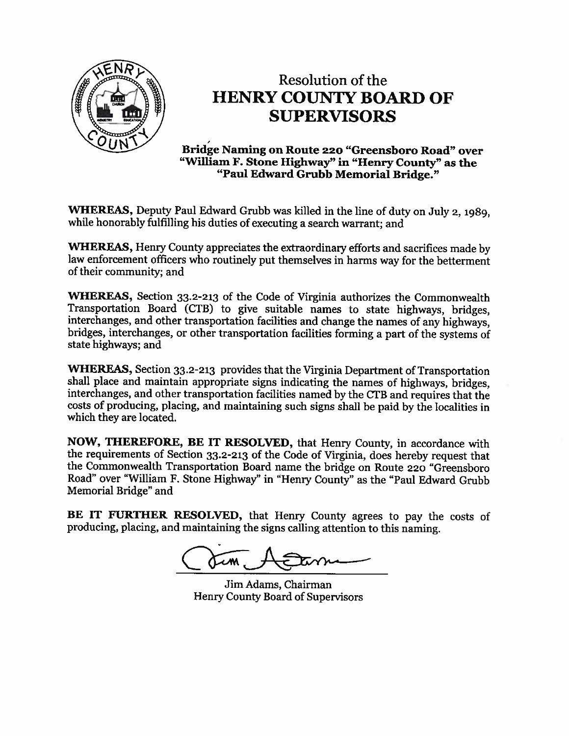# Resolution of the
## HENRY COUNTY BOARD OF SUPERVISORS

### Bridge Naming on Route 220 "Greensboro Road" over "William F. Stone Highway" in "Henry County" as the "Paul Edward Grubb Memorial Bridge."

**WHEREAS,** Deputy Paul Edward Grubb was killed in the line of duty on July 2, 1989, while honorably fulfilling his duties of executing a search warrant; and

**WHEREAS,** Henry County appreciates the extraordinary efforts and sacrifices made by law enforcement officers who routinely put themselves in harms way for the betterment of their community; and

**WHEREAS,** Section 33.2-213 of the Code of Virginia authorizes the Commonwealth Transportation Board (CTB) to give suitable names to state highways, bridges, interchanges, and other transportation facilities and change the names of any highways, bridges, interchanges, or other transportation facilities forming a part of the systems of state highways; and

**WHEREAS,** Section 33.2-213 provides that the Virginia Department of Transportation shall place and maintain appropriate signs indicating the names of highways, bridges, interchanges, and other transportation facilities named by the CTB and requires that the costs of producing, placing, and maintaining such signs shall be paid by the localities in which they are located.

**NOW, THEREFORE, BE IT RESOLVED,** that Henry County, in accordance with the requirements of Section 33.2-213 of the Code of Virginia, does hereby request that the Commonwealth Transportation Board name the bridge on Route 220 "Greensboro Road" over "William F. Stone Highway" in "Henry County" as the "Paul Edward Grubb Memorial Bridge" and

**BE IT FURTHER RESOLVED,** that Henry County agrees to pay the costs of producing, placing, and maintaining the signs calling attention to this naming.

Jim Adams, Chairman
Henry County Board of Supervisors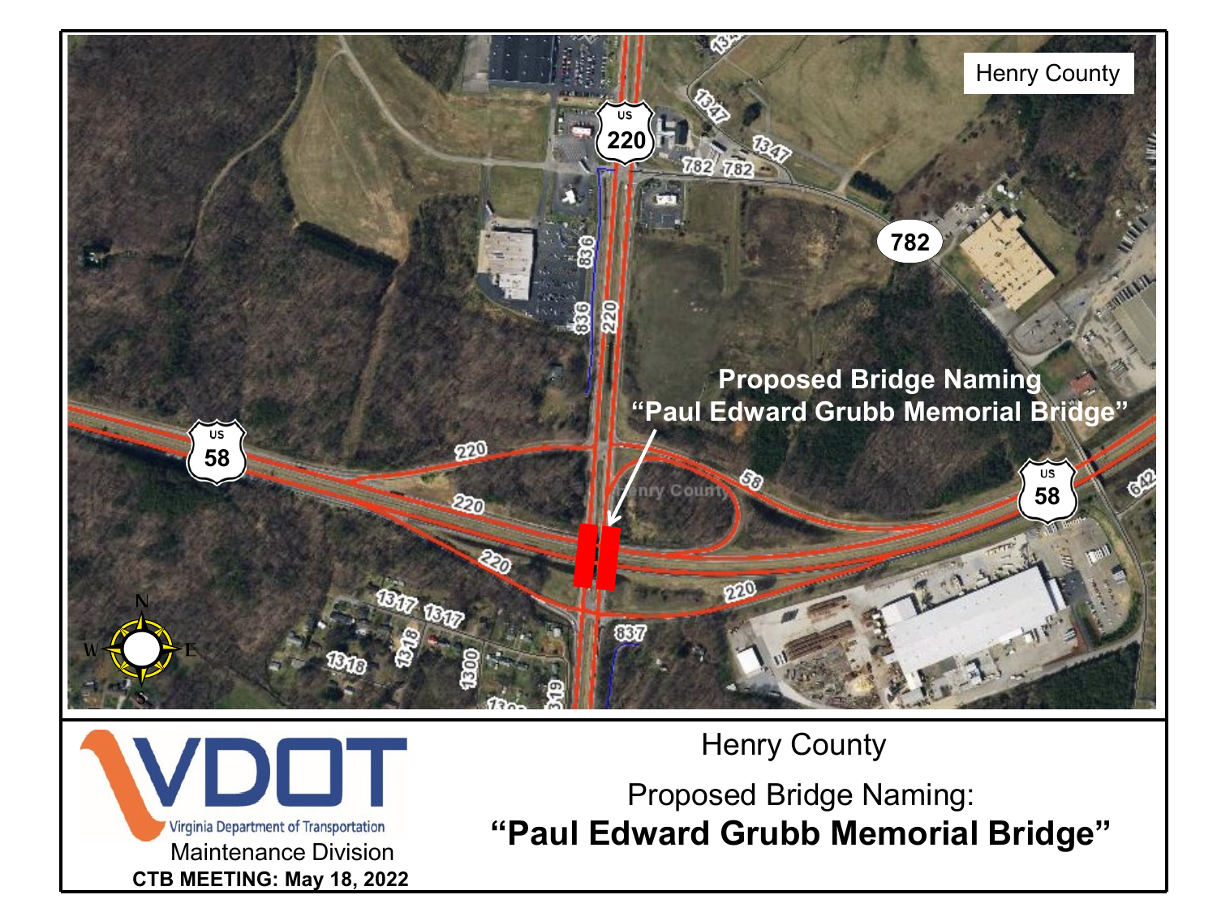Henry County

Proposed Bridge Naming
"Paul Edward Grubb Memorial Bridge"

US 220

782

836

220

US 58

58

837

Henry County

VDOT
Virginia Department of Transportation
Maintenance Division
**CTB MEETING: May 18, 2022**

Henry County

Proposed Bridge Naming:

**"Paul Edward Grubb Memorial Bridge"**